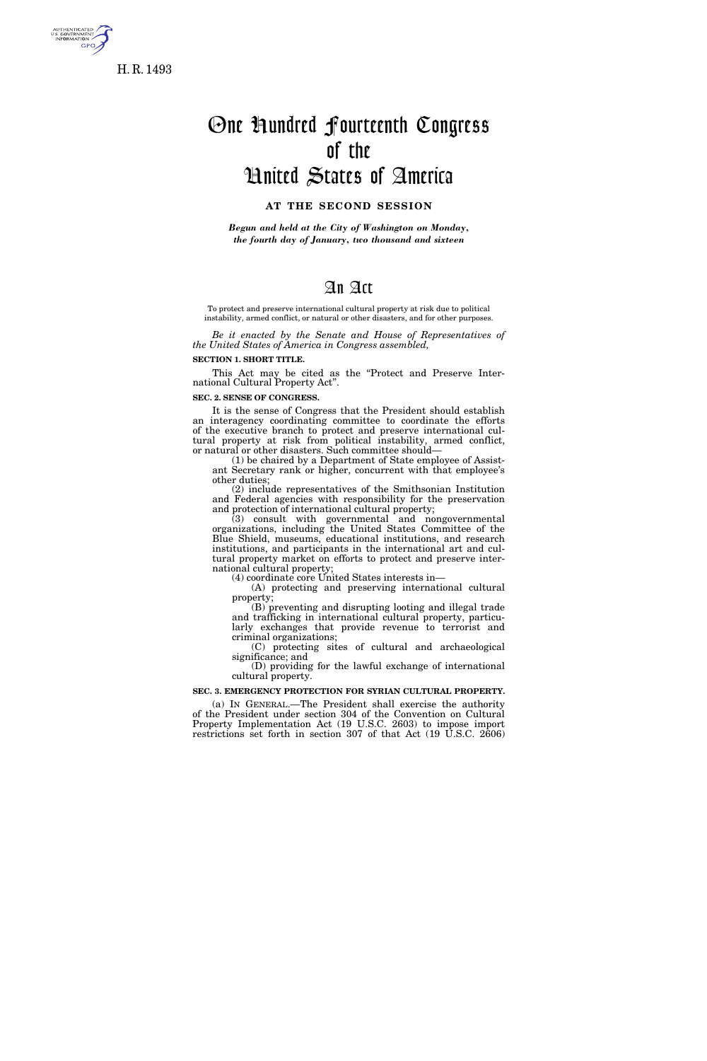H. R. 1493

# One Hundred Fourteenth Congress of the United States of America

**AT THE SECOND SESSION**

*Begun and held at the City of Washington on Monday, the fourth day of January, two thousand and sixteen*

# An Act

To protect and preserve international cultural property at risk due to political instability, armed conflict, or natural or other disasters, and for other purposes.

*Be it enacted by the Senate and House of Representatives of the United States of America in Congress assembled,*

**SECTION 1. SHORT TITLE.**

This Act may be cited as the "Protect and Preserve International Cultural Property Act".

**SEC. 2. SENSE OF CONGRESS.**

It is the sense of Congress that the President should establish an interagency coordinating committee to coordinate the efforts of the executive branch to protect and preserve international cultural property at risk from political instability, armed conflict, or natural or other disasters. Such committee should—

(1) be chaired by a Department of State employee of Assistant Secretary rank or higher, concurrent with that employee's other duties;

(2) include representatives of the Smithsonian Institution and Federal agencies with responsibility for the preservation and protection of international cultural property;

(3) consult with governmental and nongovernmental organizations, including the United States Committee of the Blue Shield, museums, educational institutions, and research institutions, and participants in the international art and cultural property market on efforts to protect and preserve international cultural property;

(4) coordinate core United States interests in—

(A) protecting and preserving international cultural property;

(B) preventing and disrupting looting and illegal trade and trafficking in international cultural property, particularly exchanges that provide revenue to terrorist and criminal organizations;

(C) protecting sites of cultural and archaeological significance; and

(D) providing for the lawful exchange of international cultural property.

**SEC. 3. EMERGENCY PROTECTION FOR SYRIAN CULTURAL PROPERTY.**

(a) IN GENERAL.—The President shall exercise the authority of the President under section 304 of the Convention on Cultural Property Implementation Act (19 U.S.C. 2603) to impose import restrictions set forth in section 307 of that Act (19 U.S.C. 2606)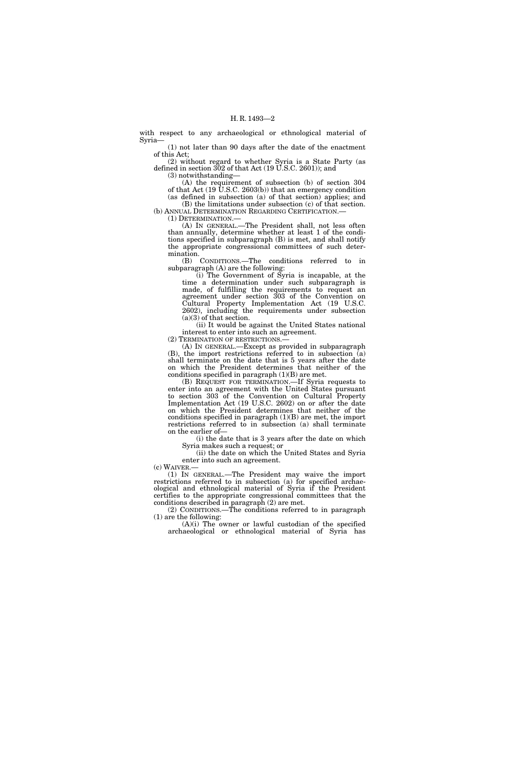with respect to any archaeological or ethnological material of Syria—

(1) not later than 90 days after the date of the enactment of this Act;

(2) without regard to whether Syria is a State Party (as defined in section 302 of that Act (19 U.S.C. 2601)); and

(3) notwithstanding—

(A) the requirement of subsection (b) of section 304 of that Act (19 U.S.C. 2603(b)) that an emergency condition (as defined in subsection (a) of that section) applies; and

(B) the limitations under subsection (c) of that section.

(b) ANNUAL DETERMINATION REGARDING CERTIFICATION.—

(1) DETERMINATION.—

(A) IN GENERAL.—The President shall, not less often than annually, determine whether at least 1 of the conditions specified in subparagraph (B) is met, and shall notify the appropriate congressional committees of such determination.

(B) CONDITIONS.—The conditions referred to in subparagraph (A) are the following:

(i) The Government of Syria is incapable, at the time a determination under such subparagraph is made, of fulfilling the requirements to request an agreement under section 303 of the Convention on Cultural Property Implementation Act (19 U.S.C. 2602), including the requirements under subsection (a)(3) of that section.

(ii) It would be against the United States national interest to enter into such an agreement.

(2) TERMINATION OF RESTRICTIONS.—

(A) IN GENERAL.—Except as provided in subparagraph (B), the import restrictions referred to in subsection (a) shall terminate on the date that is 5 years after the date on which the President determines that neither of the conditions specified in paragraph (1)(B) are met.

(B) REQUEST FOR TERMINATION.—If Syria requests to enter into an agreement with the United States pursuant to section 303 of the Convention on Cultural Property Implementation Act (19 U.S.C. 2602) on or after the date on which the President determines that neither of the conditions specified in paragraph (1)(B) are met, the import restrictions referred to in subsection (a) shall terminate on the earlier of—

(i) the date that is 3 years after the date on which Syria makes such a request; or

(ii) the date on which the United States and Syria enter into such an agreement.

(c) WAIVER.—

(1) IN GENERAL.—The President may waive the import restrictions referred to in subsection (a) for specified archaeological and ethnological material of Syria if the President certifies to the appropriate congressional committees that the conditions described in paragraph (2) are met.

(2) CONDITIONS.—The conditions referred to in paragraph (1) are the following:

(A)(i) The owner or lawful custodian of the specified archaeological or ethnological material of Syria has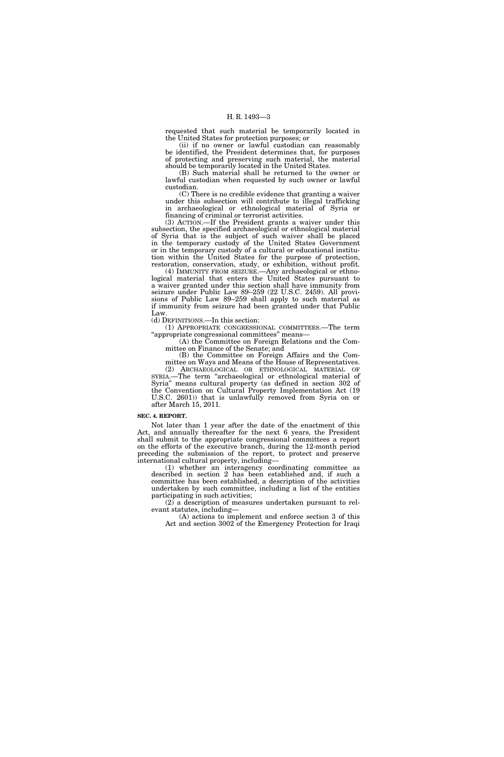requested that such material be temporarily located in the United States for protection purposes; or

(ii) if no owner or lawful custodian can reasonably be identified, the President determines that, for purposes of protecting and preserving such material, the material should be temporarily located in the United States.

(B) Such material shall be returned to the owner or lawful custodian when requested by such owner or lawful custodian.

(C) There is no credible evidence that granting a waiver under this subsection will contribute to illegal trafficking in archaeological or ethnological material of Syria or financing of criminal or terrorist activities.

(3) ACTION.—If the President grants a waiver under this subsection, the specified archaeological or ethnological material of Syria that is the subject of such waiver shall be placed in the temporary custody of the United States Government or in the temporary custody of a cultural or educational institution within the United States for the purpose of protection, restoration, conservation, study, or exhibition, without profit.

(4) IMMUNITY FROM SEIZURE.—Any archaeological or ethnological material that enters the United States pursuant to a waiver granted under this section shall have immunity from seizure under Public Law 89–259 (22 U.S.C. 2459). All provisions of Public Law 89–259 shall apply to such material as if immunity from seizure had been granted under that Public Law.

(d) DEFINITIONS.—In this section:

(1) APPROPRIATE CONGRESSIONAL COMMITTEES.—The term "appropriate congressional committees" means—

(A) the Committee on Foreign Relations and the Committee on Finance of the Senate; and

(B) the Committee on Foreign Affairs and the Committee on Ways and Means of the House of Representatives.

(2) ARCHAEOLOGICAL OR ETHNOLOGICAL MATERIAL OF SYRIA.—The term "archaeological or ethnological material of Syria" means cultural property (as defined in section 302 of the Convention on Cultural Property Implementation Act (19 U.S.C. 2601)) that is unlawfully removed from Syria on or after March 15, 2011.

**SEC. 4. REPORT.**

Not later than 1 year after the date of the enactment of this Act, and annually thereafter for the next 6 years, the President shall submit to the appropriate congressional committees a report on the efforts of the executive branch, during the 12-month period preceding the submission of the report, to protect and preserve international cultural property, including—

(1) whether an interagency coordinating committee as described in section 2 has been established and, if such a committee has been established, a description of the activities undertaken by such committee, including a list of the entities participating in such activities;

(2) a description of measures undertaken pursuant to relevant statutes, including—

(A) actions to implement and enforce section 3 of this Act and section 3002 of the Emergency Protection for Iraqi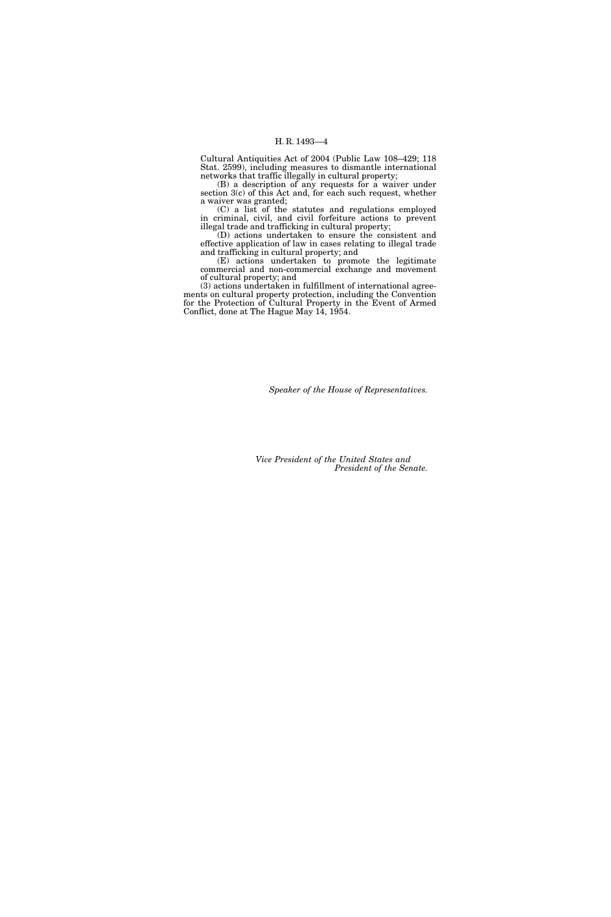Cultural Antiquities Act of 2004 (Public Law 108–429; 118 Stat. 2599), including measures to dismantle international networks that traffic illegally in cultural property;

(B) a description of any requests for a waiver under section 3(c) of this Act and, for each such request, whether a waiver was granted;

(C) a list of the statutes and regulations employed in criminal, civil, and civil forfeiture actions to prevent illegal trade and trafficking in cultural property;

(D) actions undertaken to ensure the consistent and effective application of law in cases relating to illegal trade and trafficking in cultural property; and

(E) actions undertaken to promote the legitimate commercial and non-commercial exchange and movement of cultural property; and

(3) actions undertaken in fulfillment of international agreements on cultural property protection, including the Convention for the Protection of Cultural Property in the Event of Armed Conflict, done at The Hague May 14, 1954.

*Speaker of the House of Representatives.*

*Vice President of the United States and President of the Senate.*